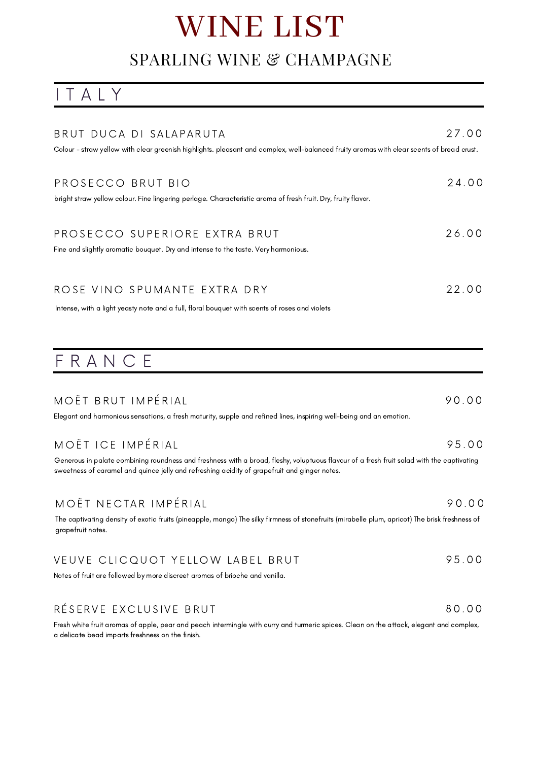# WINE LIST

## SPARLING WINE & CHAMPAGNE

## ITALY

### BRUT DUCA DI SALAPARUTA — 27.00

Colour - straw yellow with clear greenish highlights. pleasant and complex, well-balanced fruity aromas with clear scents of bread crust.

### PROSECCO BRUT BIO — 24.00

bright straw yellow colour. Fine lingering perlage. Characteristic aroma of fresh fruit. Dry, fruity flavor.

### PROSECCO SUPERIORE EXTRA BRUT — 26.00

Fine and slightly aromatic bouquet. Dry and intense to the taste. Very harmonious.

### ROSE VINO SPUMANTE EXTRA DRY — 22.00

Intense, with a light yeasty note and a full, floral bouquet with scents of roses and violets

## FRANCE

### MOËT BRUT IMPÉRIAL — 90.00

Elegant and harmonious sensations, a fresh maturity, supple and refined lines, inspiring well-being and an emotion.

### MOËT ICE IMPÉRIAL — 95.00

Generous in palate combining roundness and freshness with a broad, fleshy, voluptuous flavour of a fresh fruit salad with the captivating sweetness of caramel and quince jelly and refreshing acidity of grapefruit and ginger notes.

### MOËT NECTAR IMPÉRIAL — 90.00

The captivating density of exotic fruits (pineapple, mango) The silky firmness of stonefruits (mirabelle plum, apricot) The brisk freshness of grapefruit notes.

### VEUVE CLICQUOT YELLOW LABEL BRUT — 95.00

Notes of fruit are followed by more discreet aromas of brioche and vanilla.

### RÉSERVE EXCLUSIVE BRUT — 80.00

Fresh white fruit aromas of apple, pear and peach intermingle with curry and turmeric spices. Clean on the attack, elegant and complex, a delicate bead imparts freshness on the finish.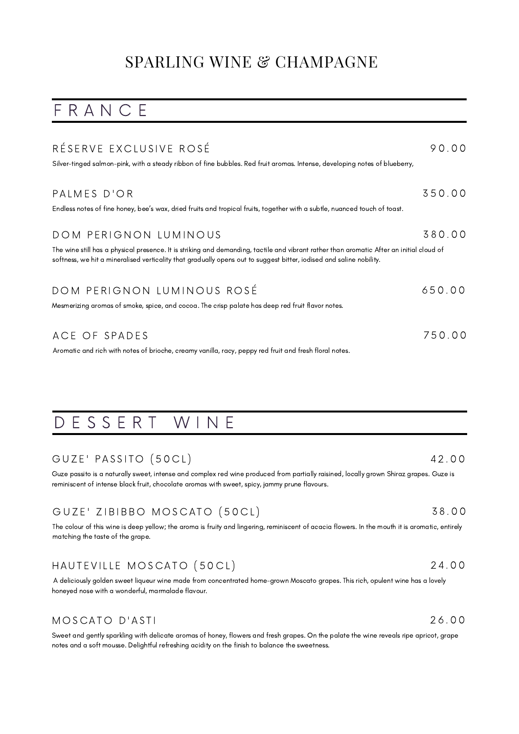# SPARLING WINE & CHAMPAGNE

## FRANCE

### RÉSERVE EXCLUSIVE ROSÉ — 90.00

Silver-tinged salmon-pink, with a steady ribbon of fine bubbles. Red fruit aromas. Intense, developing notes of blueberry,

### PALMES D'OR — 350.00

Endless notes of fine honey, bee's wax, dried fruits and tropical fruits, together with a subtle, nuanced touch of toast.

### DOM PERIGNON LUMINOUS — 380.00

The wine still has a physical presence. It is striking and demanding, tactile and vibrant rather than aromatic After an initial cloud of softness, we hit a mineralised verticality that gradually opens out to suggest bitter, iodised and saline nobility.

### DOM PERIGNON LUMINOUS ROSÉ — 650.00

Mesmerizing aromas of smoke, spice, and cocoa. The crisp palate has deep red fruit flavor notes.

### ACE OF SPADES — 750.00

Aromatic and rich with notes of brioche, creamy vanilla, racy, peppy red fruit and fresh floral notes.

## DESSERT WINE

### GUZE' PASSITO (50CL) — 42.00

Guze passito is a naturally sweet, intense and complex red wine produced from partially raisined, locally grown Shiraz grapes. Guze is reminiscent of intense black fruit, chocolate aromas with sweet, spicy, jammy prune flavours.

### GUZE' ZIBIBBO MOSCATO (50CL) — 38.00

The colour of this wine is deep yellow; the aroma is fruity and lingering, reminiscent of acacia flowers. In the mouth it is aromatic, entirely matching the taste of the grape.

### HAUTEVILLE MOSCATO (50CL) — 24.00

A deliciously golden sweet liqueur wine made from concentrated home-grown Moscato grapes. This rich, opulent wine has a lovely honeyed nose with a wonderful, marmalade flavour.

### MOSCATO D'ASTI — 26.00

Sweet and gently sparkling with delicate aromas of honey, flowers and fresh grapes. On the palate the wine reveals ripe apricot, grape notes and a soft mousse. Delightful refreshing acidity on the finish to balance the sweetness.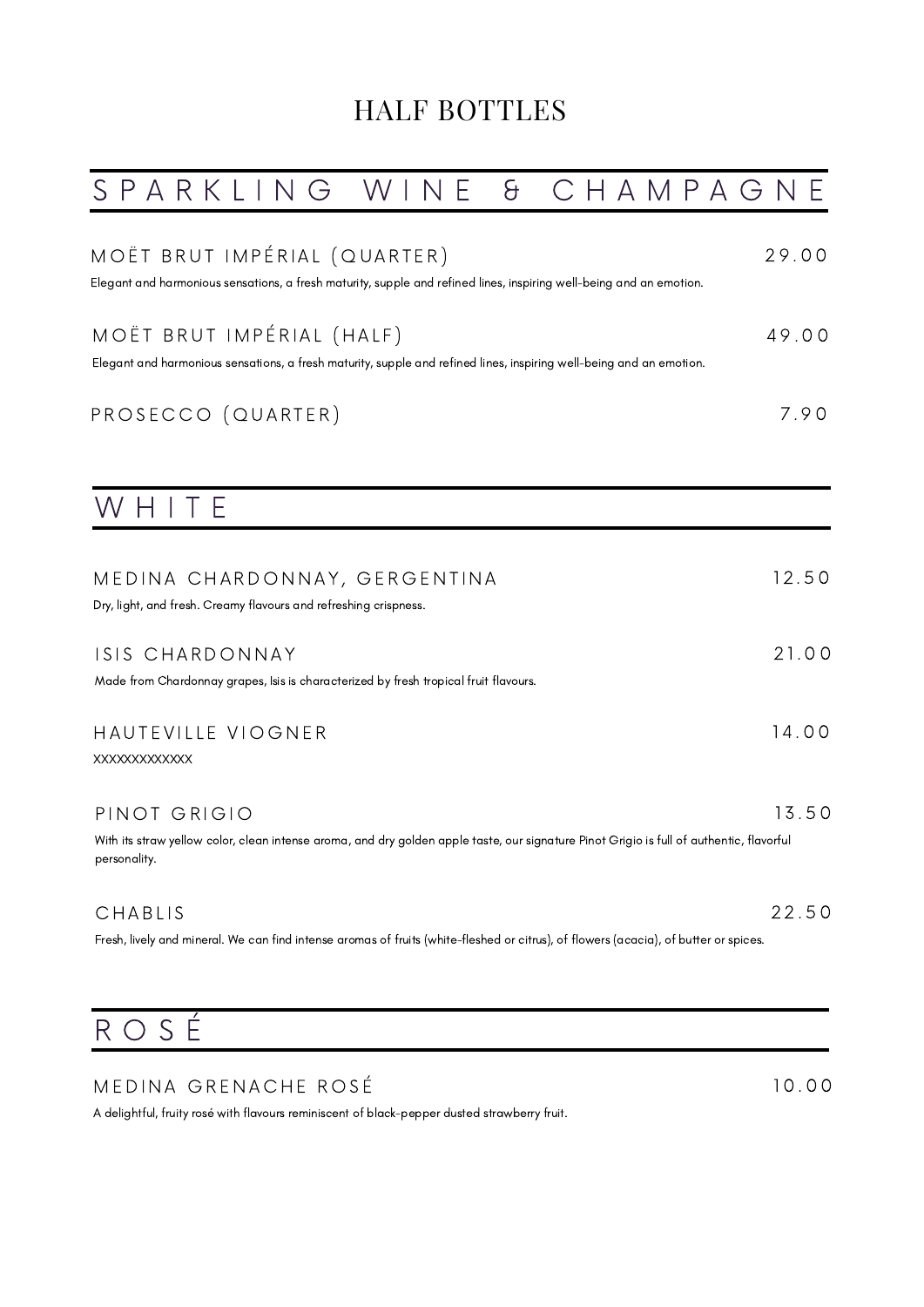# HALF BOTTLES

## SPARKLING WINE & CHAMPAGNE

### MOËT BRUT IMPÉRIAL (QUARTER) — 29.00

Elegant and harmonious sensations, a fresh maturity, supple and refined lines, inspiring well-being and an emotion.

### MOËT BRUT IMPÉRIAL (HALF) — 49.00

Elegant and harmonious sensations, a fresh maturity, supple and refined lines, inspiring well-being and an emotion.

### PROSECCO (QUARTER) — 7.90

## WHITE

### MEDINA CHARDONNAY, GERGENTINA — 12.50

Dry, light, and fresh. Creamy flavours and refreshing crispness.

### ISIS CHARDONNAY — 21.00

Made from Chardonnay grapes, Isis is characterized by fresh tropical fruit flavours.

### HAUTEVILLE VIOGNER — 14.00

XXXXXXXXXXXXX

### PINOT GRIGIO — 13.50

With its straw yellow color, clean intense aroma, and dry golden apple taste, our signature Pinot Grigio is full of authentic, flavorful personality.

### CHABLIS — 22.50

Fresh, lively and mineral. We can find intense aromas of fruits (white-fleshed or citrus), of flowers (acacia), of butter or spices.

## ROSÉ

### MEDINA GRENACHE ROSÉ — 10.00

A delightful, fruity rosé with flavours reminiscent of black-pepper dusted strawberry fruit.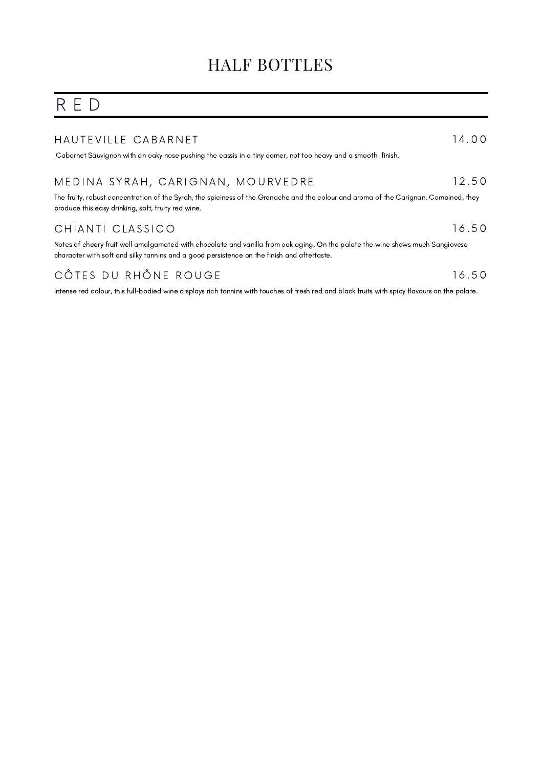# HALF BOTTLES

## RED

### HAUTEVILLE CABARNET — 14.00

Cabernet Sauvignon with an oaky nose pushing the cassis in a tiny corner, not too heavy and a smooth finish.

### MEDINA SYRAH, CARIGNAN, MOURVEDRE — 12.50

The fruity, robust concentration of the Syrah, the spiciness of the Grenache and the colour and aroma of the Carignan. Combined, they produce this easy drinking, soft, fruity red wine.

### CHIANTI CLASSICO — 16.50

Notes of cheery fruit well amalgamated with chocolate and vanilla from oak aging. On the palate the wine shows much Sangiovese character with soft and silky tannins and a good persistence on the finish and aftertaste.

### CÔTES DU RHÔNE ROUGE — 16.50

Intense red colour, this full-bodied wine displays rich tannins with touches of fresh red and black fruits with spicy flavours on the palate.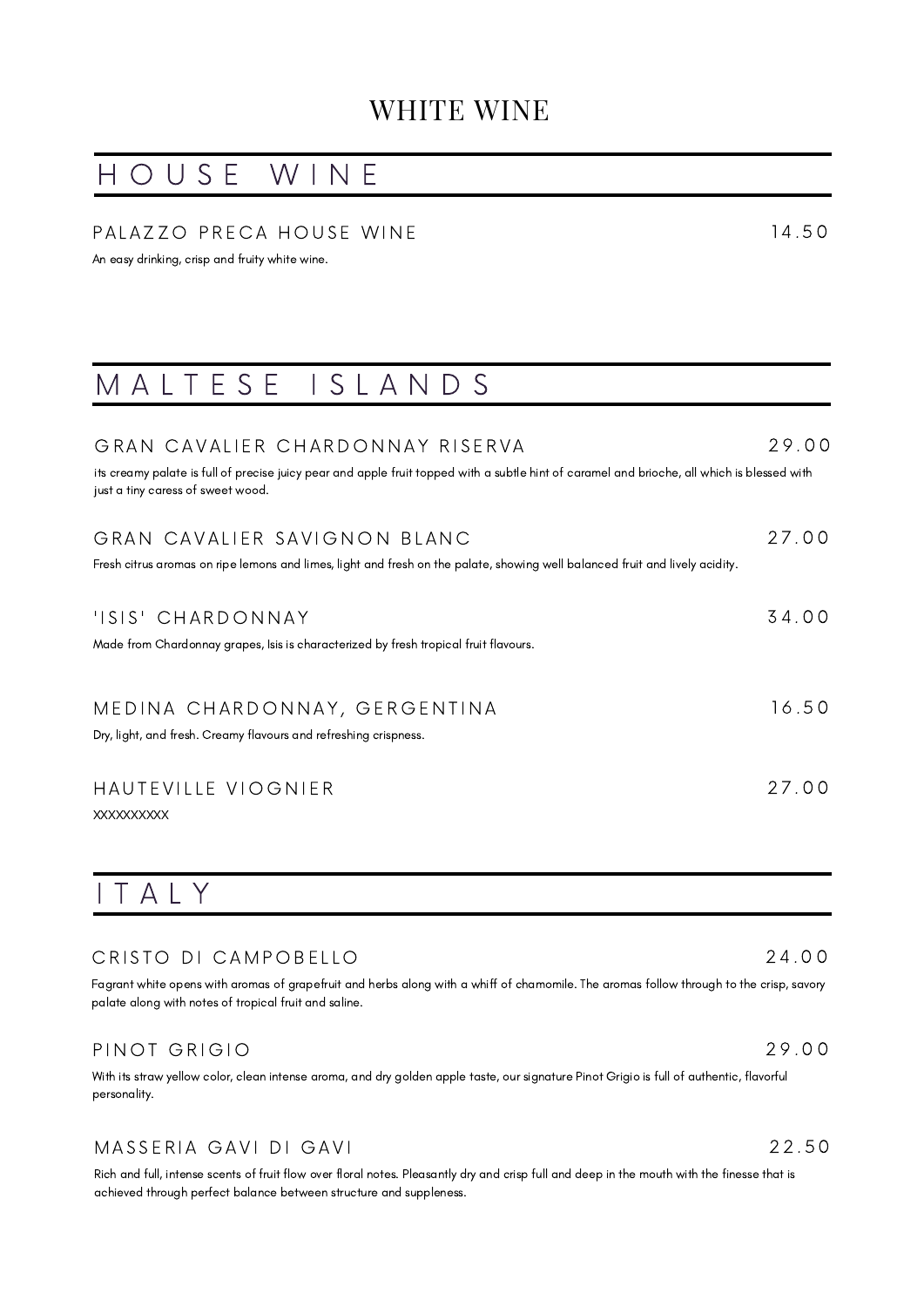# WHITE WINE

## HOUSE WINE

### PALAZZO PRECA HOUSE WINE — 14.50

An easy drinking, crisp and fruity white wine.

## MALTESE ISLANDS

### GRAN CAVALIER CHARDONNAY RISERVA — 29.00

its creamy palate is full of precise juicy pear and apple fruit topped with a subtle hint of caramel and brioche, all which is blessed with just a tiny caress of sweet wood.

### GRAN CAVALIER SAVIGNON BLANC — 27.00

Fresh citrus aromas on ripe lemons and limes, light and fresh on the palate, showing well balanced fruit and lively acidity.

### 'ISIS' CHARDONNAY — 34.00

Made from Chardonnay grapes, Isis is characterized by fresh tropical fruit flavours.

### MEDINA CHARDONNAY, GERGENTINA — 16.50

Dry, light, and fresh. Creamy flavours and refreshing crispness.

### HAUTEVILLE VIOGNIER — 27.00

XXXXXXXXXX

## ITALY

### CRISTO DI CAMPOBELLO — 24.00

Fagrant white opens with aromas of grapefruit and herbs along with a whiff of chamomile. The aromas follow through to the crisp, savory palate along with notes of tropical fruit and saline.

### PINOT GRIGIO — 29.00

With its straw yellow color, clean intense aroma, and dry golden apple taste, our signature Pinot Grigio is full of authentic, flavorful personality.

### MASSERIA GAVI DI GAVI — 22.50

Rich and full, intense scents of fruit flow over floral notes. Pleasantly dry and crisp full and deep in the mouth with the finesse that is achieved through perfect balance between structure and suppleness.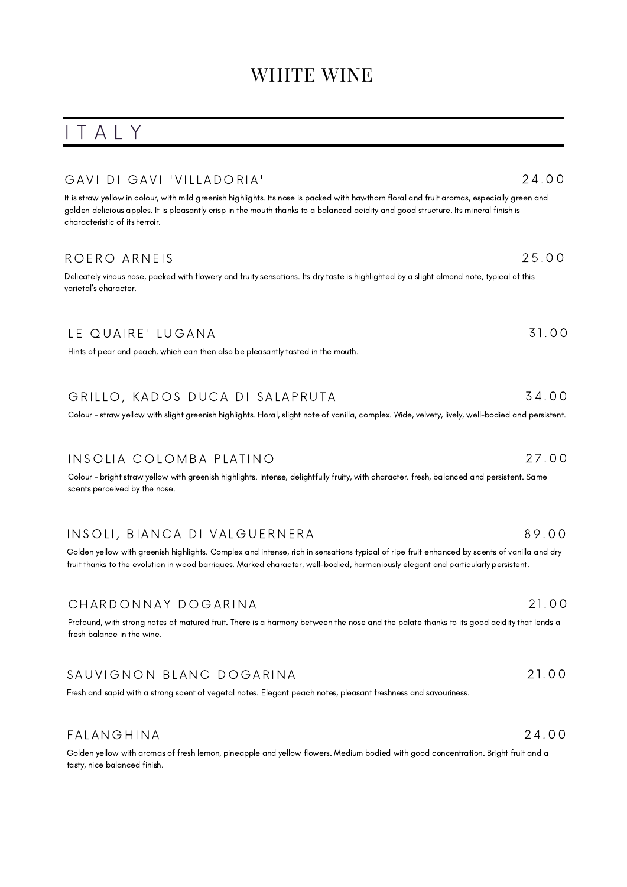# WHITE WINE

## ITALY

### GAVI DI GAVI 'VILLADORIA' — 24.00

It is straw yellow in colour, with mild greenish highlights. Its nose is packed with hawthorn floral and fruit aromas, especially green and golden delicious apples. It is pleasantly crisp in the mouth thanks to a balanced acidity and good structure. Its mineral finish is characteristic of its terroir.

### ROERO ARNEIS — 25.00

Delicately vinous nose, packed with flowery and fruity sensations. Its dry taste is highlighted by a slight almond note, typical of this varietal's character.

### LE QUAIRE' LUGANA — 31.00

Hints of pear and peach, which can then also be pleasantly tasted in the mouth.

### GRILLO, KADOS DUCA DI SALAPRUTA — 34.00

Colour - straw yellow with slight greenish highlights. Floral, slight note of vanilla, complex. Wide, velvety, lively, well-bodied and persistent.

### INSOLIA COLOMBA PLATINO — 27.00

Colour - bright straw yellow with greenish highlights. Intense, delightfully fruity, with character. fresh, balanced and persistent. Same scents perceived by the nose.

### INSOLI, BIANCA DI VALGUERNERA — 89.00

Golden yellow with greenish highlights. Complex and intense, rich in sensations typical of ripe fruit enhanced by scents of vanilla and dry fruit thanks to the evolution in wood barriques. Marked character, well-bodied, harmoniously elegant and particularly persistent.

### CHARDONNAY DOGARINA — 21.00

Profound, with strong notes of matured fruit. There is a harmony between the nose and the palate thanks to its good acidity that lends a fresh balance in the wine.

### SAUVIGNON BLANC DOGARINA — 21.00

Fresh and sapid with a strong scent of vegetal notes. Elegant peach notes, pleasant freshness and savouriness.

### FALANGHINA — 24.00

Golden yellow with aromas of fresh lemon, pineapple and yellow flowers. Medium bodied with good concentration. Bright fruit and a tasty, nice balanced finish.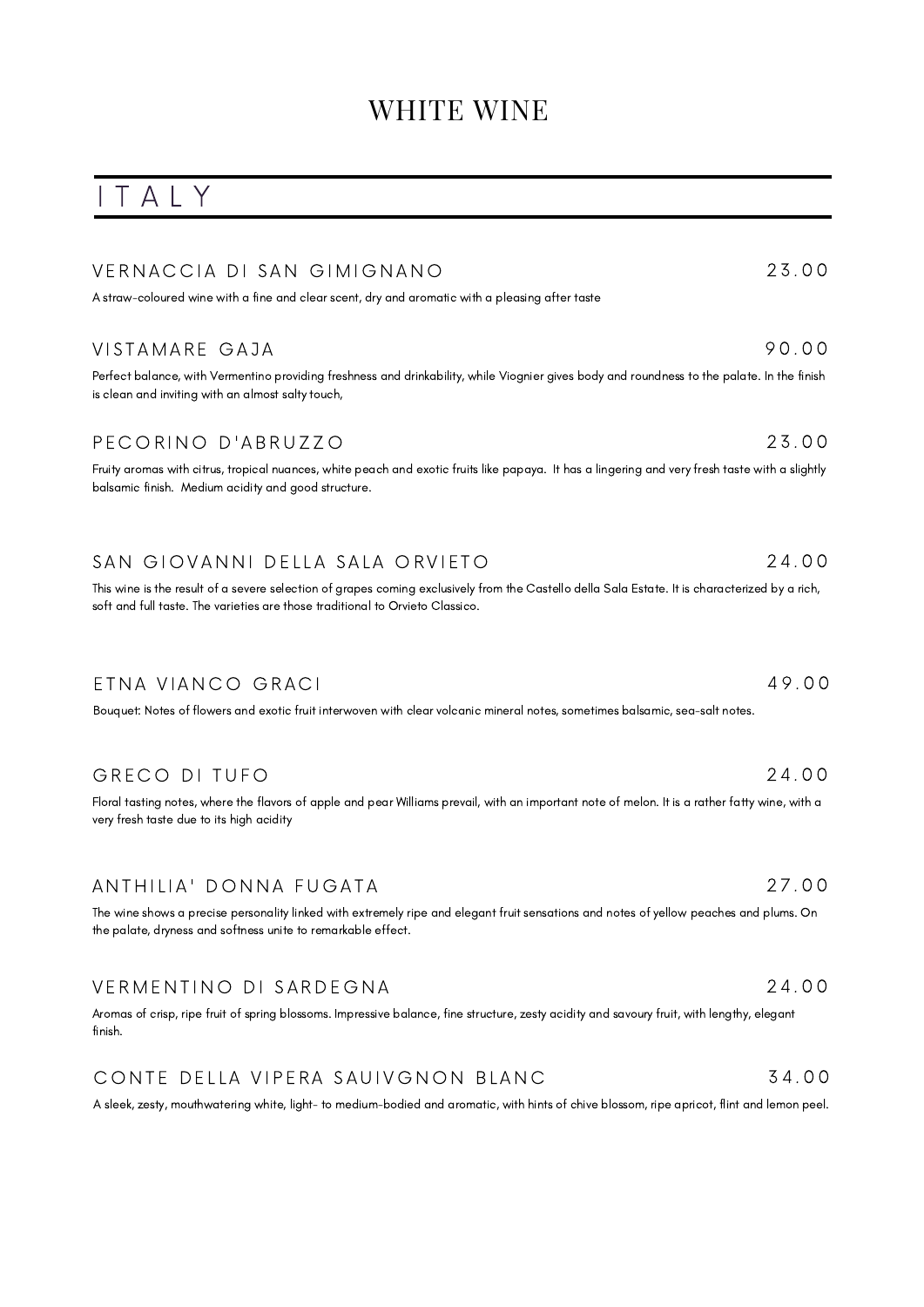# WHITE WINE

## ITALY

### VERNACCIA DI SAN GIMIGNANO — 23.00

A straw-coloured wine with a fine and clear scent, dry and aromatic with a pleasing after taste

### VISTAMARE GAJA — 90.00

Perfect balance, with Vermentino providing freshness and drinkability, while Viognier gives body and roundness to the palate. In the finish is clean and inviting with an almost salty touch,

### PECORINO D'ABRUZZO — 23.00

Fruity aromas with citrus, tropical nuances, white peach and exotic fruits like papaya. It has a lingering and very fresh taste with a slightly balsamic finish. Medium acidity and good structure.

### SAN GIOVANNI DELLA SALA ORVIETO — 24.00

This wine is the result of a severe selection of grapes coming exclusively from the Castello della Sala Estate. It is characterized by a rich, soft and full taste. The varieties are those traditional to Orvieto Classico.

### ETNA VIANCO GRACI — 49.00

Bouquet: Notes of flowers and exotic fruit interwoven with clear volcanic mineral notes, sometimes balsamic, sea-salt notes.

### GRECO DI TUFO — 24.00

Floral tasting notes, where the flavors of apple and pear Williams prevail, with an important note of melon. It is a rather fatty wine, with a very fresh taste due to its high acidity

### ANTHILIA' DONNA FUGATA — 27.00

The wine shows a precise personality linked with extremely ripe and elegant fruit sensations and notes of yellow peaches and plums. On the palate, dryness and softness unite to remarkable effect.

### VERMENTINO DI SARDEGNA — 24.00

Aromas of crisp, ripe fruit of spring blossoms. Impressive balance, fine structure, zesty acidity and savoury fruit, with lengthy, elegant finish.

### CONTE DELLA VIPERA SAUIVGNON BLANC — 34.00

A sleek, zesty, mouthwatering white, light- to medium-bodied and aromatic, with hints of chive blossom, ripe apricot, flint and lemon peel.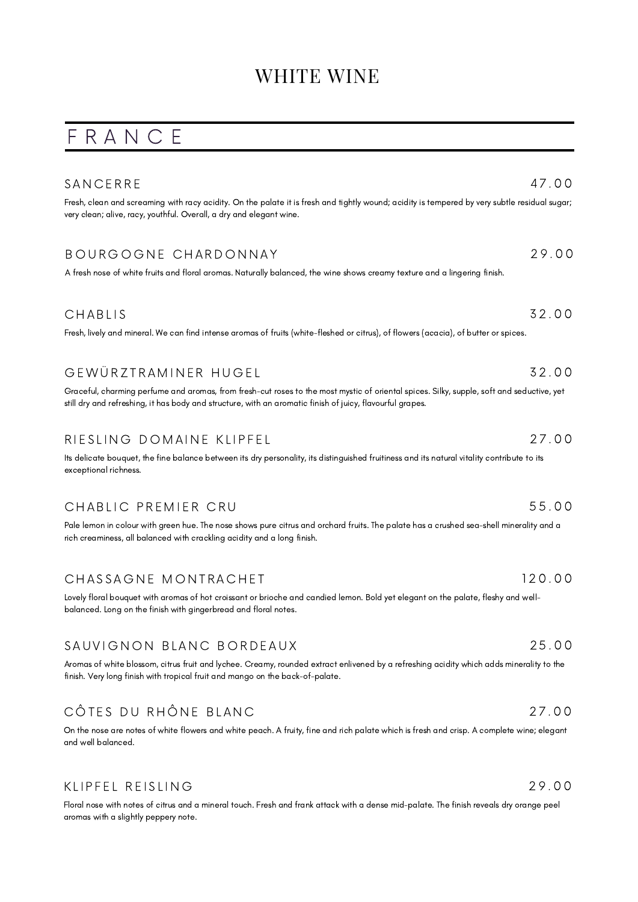# WHITE WINE

## FRANCE

### SANCERRE — 47.00

Fresh, clean and screaming with racy acidity. On the palate it is fresh and tightly wound; acidity is tempered by very subtle residual sugar; very clean; alive, racy, youthful. Overall, a dry and elegant wine.

### BOURGOGNE CHARDONNAY — 29.00

A fresh nose of white fruits and floral aromas. Naturally balanced, the wine shows creamy texture and a lingering finish.

### CHABLIS — 32.00

Fresh, lively and mineral. We can find intense aromas of fruits (white-fleshed or citrus), of flowers (acacia), of butter or spices.

### GEWÜRZTRAMINER HUGEL — 32.00

Graceful, charming perfume and aromas, from fresh-cut roses to the most mystic of oriental spices. Silky, supple, soft and seductive, yet still dry and refreshing, it has body and structure, with an aromatic finish of juicy, flavourful grapes.

### RIESLING DOMAINE KLIPFEL — 27.00

Its delicate bouquet, the fine balance between its dry personality, its distinguished fruitiness and its natural vitality contribute to its exceptional richness.

### CHABLIC PREMIER CRU — 55.00

Pale lemon in colour with green hue. The nose shows pure citrus and orchard fruits. The palate has a crushed sea-shell minerality and a rich creaminess, all balanced with crackling acidity and a long finish.

### CHASSAGNE MONTRACHET — 120.00

Lovely floral bouquet with aromas of hot croissant or brioche and candied lemon. Bold yet elegant on the palate, fleshy and well-balanced. Long on the finish with gingerbread and floral notes.

### SAUVIGNON BLANC BORDEAUX — 25.00

Aromas of white blossom, citrus fruit and lychee. Creamy, rounded extract enlivened by a refreshing acidity which adds minerality to the finish. Very long finish with tropical fruit and mango on the back-of-palate.

### CÔTES DU RHÔNE BLANC — 27.00

On the nose are notes of white flowers and white peach. A fruity, fine and rich palate which is fresh and crisp. A complete wine; elegant and well balanced.

### KLIPFEL REISLING — 29.00

Floral nose with notes of citrus and a mineral touch. Fresh and frank attack with a dense mid-palate. The finish reveals dry orange peel aromas with a slightly peppery note.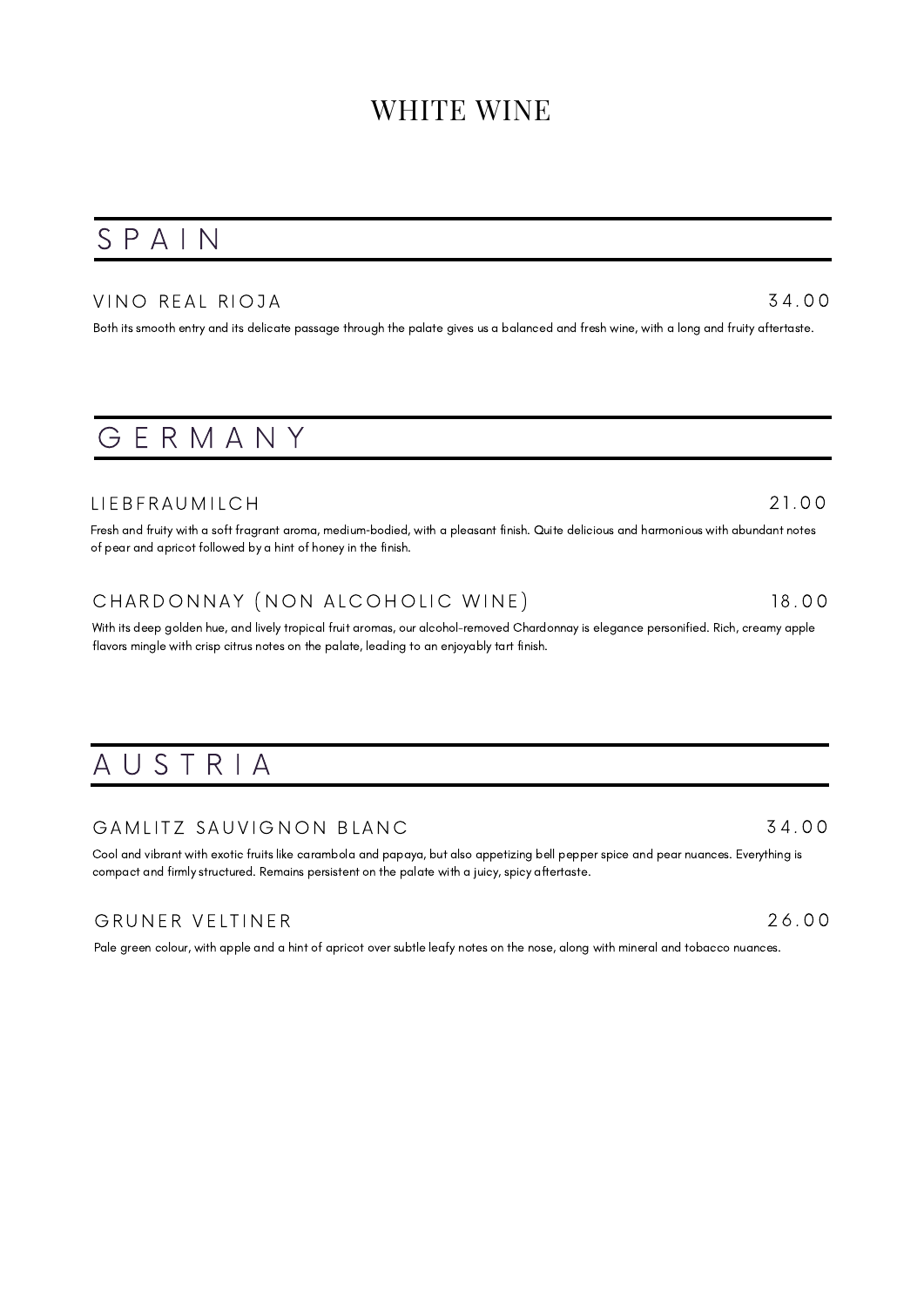# WHITE WINE

## SPAIN

### VINO REAL RIOJA 34.00

Both its smooth entry and its delicate passage through the palate gives us a balanced and fresh wine, with a long and fruity aftertaste.

## GERMANY

### LIEBFRAUMILCH 21.00

Fresh and fruity with a soft fragrant aroma, medium-bodied, with a pleasant finish. Quite delicious and harmonious with abundant notes of pear and apricot followed by a hint of honey in the finish.

### CHARDONNAY (NON ALCOHOLIC WINE) 18.00

With its deep golden hue, and lively tropical fruit aromas, our alcohol-removed Chardonnay is elegance personified. Rich, creamy apple flavors mingle with crisp citrus notes on the palate, leading to an enjoyably tart finish.

## AUSTRIA

### GAMLITZ SAUVIGNON BLANC 34.00

Cool and vibrant with exotic fruits like carambola and papaya, but also appetizing bell pepper spice and pear nuances. Everything is compact and firmly structured. Remains persistent on the palate with a juicy, spicy aftertaste.

### GRUNER VELTINER 26.00

Pale green colour, with apple and a hint of apricot over subtle leafy notes on the nose, along with mineral and tobacco nuances.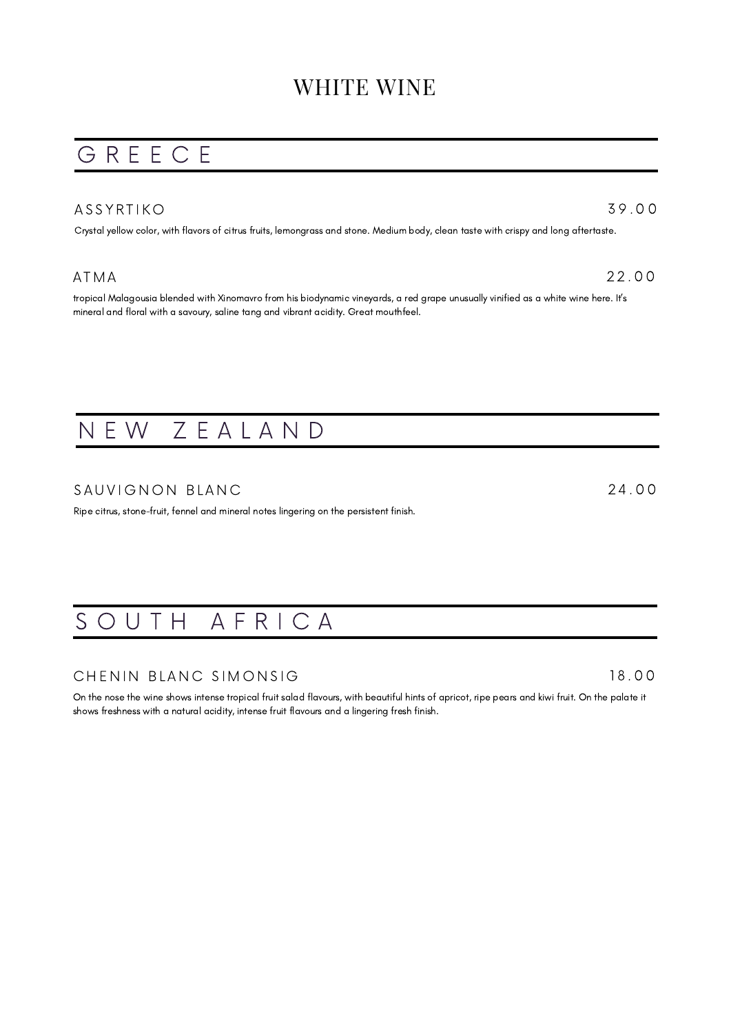# WHITE WINE

## GREECE

### ASSYRTIKO — 39.00

Crystal yellow color, with flavors of citrus fruits, lemongrass and stone. Medium body, clean taste with crispy and long aftertaste.

### ATMA — 22.00

tropical Malagousia blended with Xinomavro from his biodynamic vineyards, a red grape unusually vinified as a white wine here. It's mineral and floral with a savoury, saline tang and vibrant acidity. Great mouthfeel.

## NEW ZEALAND

### SAUVIGNON BLANC — 24.00

Ripe citrus, stone-fruit, fennel and mineral notes lingering on the persistent finish.

## SOUTH AFRICA

### CHENIN BLANC SIMONSIG — 18.00

On the nose the wine shows intense tropical fruit salad flavours, with beautiful hints of apricot, ripe pears and kiwi fruit. On the palate it shows freshness with a natural acidity, intense fruit flavours and a lingering fresh finish.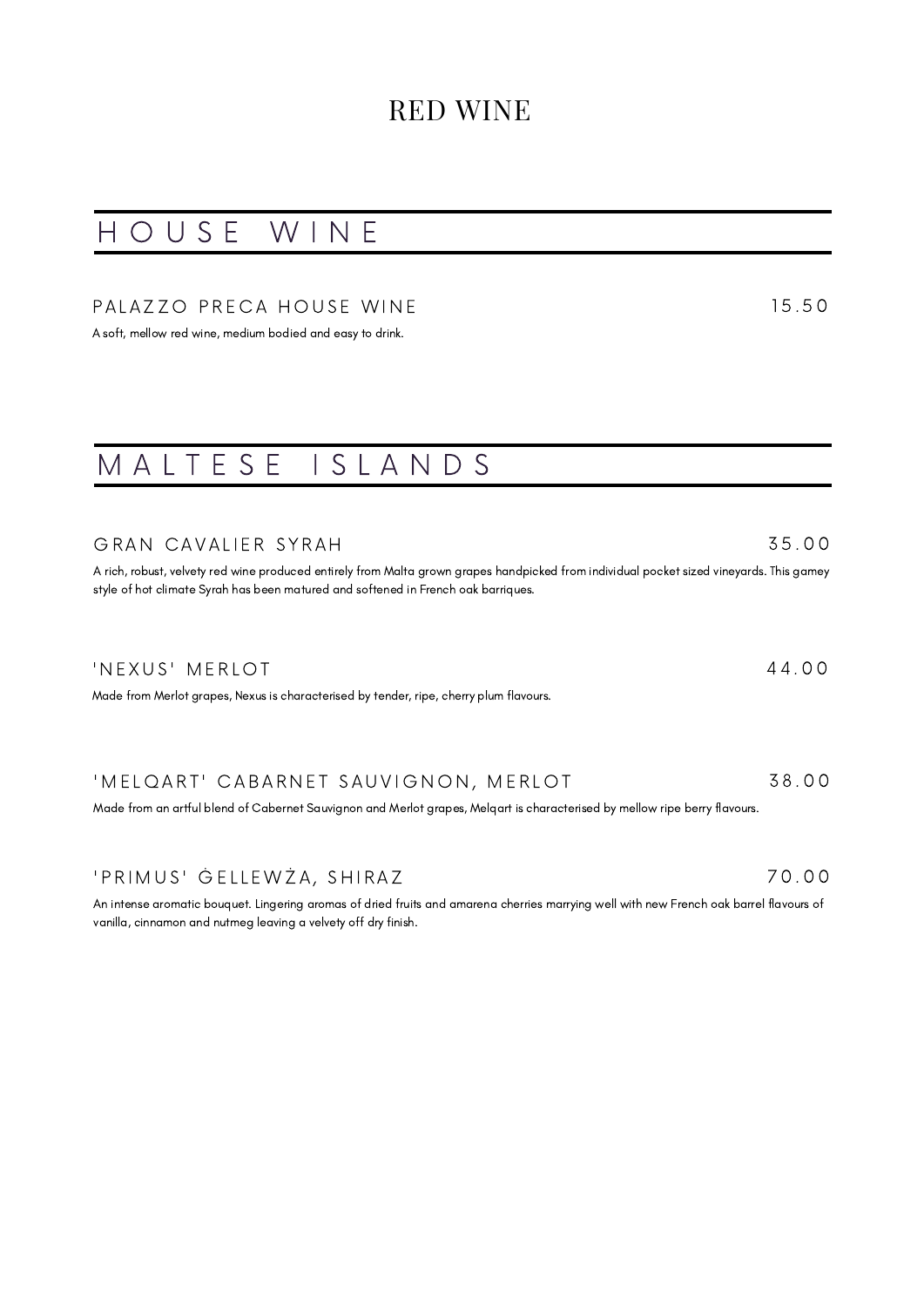# RED WINE

## HOUSE WINE

### PALAZZO PRECA HOUSE WINE — 15.50

A soft, mellow red wine, medium bodied and easy to drink.

## MALTESE ISLANDS

### GRAN CAVALIER SYRAH — 35.00

A rich, robust, velvety red wine produced entirely from Malta grown grapes handpicked from individual pocket sized vineyards. This gamey style of hot climate Syrah has been matured and softened in French oak barriques.

### 'NEXUS' MERLOT — 44.00

Made from Merlot grapes, Nexus is characterised by tender, ripe, cherry plum flavours.

### 'MELQART' CABARNET SAUVIGNON, MERLOT — 38.00

Made from an artful blend of Cabernet Sauvignon and Merlot grapes, Melqart is characterised by mellow ripe berry flavours.

### 'PRIMUS' ĠELLEWŻA, SHIRAZ — 70.00

An intense aromatic bouquet. Lingering aromas of dried fruits and amarena cherries marrying well with new French oak barrel flavours of vanilla, cinnamon and nutmeg leaving a velvety off dry finish.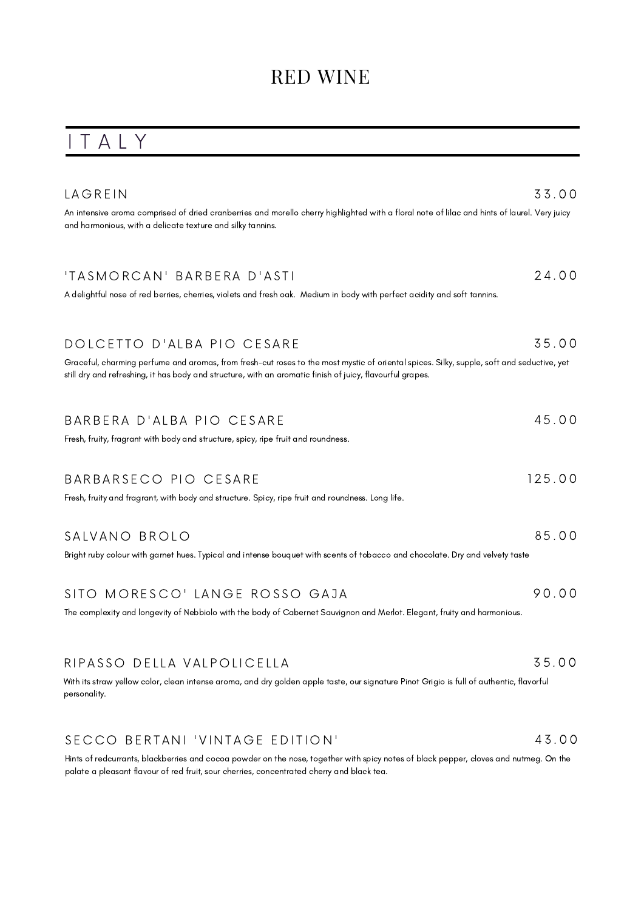# RED WINE

## ITALY

### LAGREIN — 33.00

An intensive aroma comprised of dried cranberries and morello cherry highlighted with a floral note of lilac and hints of laurel. Very juicy and harmonious, with a delicate texture and silky tannins.

### 'TASMORCAN' BARBERA D'ASTI — 24.00

A delightful nose of red berries, cherries, violets and fresh oak. Medium in body with perfect acidity and soft tannins.

### DOLCETTO D'ALBA PIO CESARE — 35.00

Graceful, charming perfume and aromas, from fresh-cut roses to the most mystic of oriental spices. Silky, supple, soft and seductive, yet still dry and refreshing, it has body and structure, with an aromatic finish of juicy, flavourful grapes.

### BARBERA D'ALBA PIO CESARE — 45.00

Fresh, fruity, fragrant with body and structure, spicy, ripe fruit and roundness.

### BARBARSECO PIO CESARE — 125.00

Fresh, fruity and fragrant, with body and structure. Spicy, ripe fruit and roundness. Long life.

### SALVANO BROLO — 85.00

Bright ruby colour with garnet hues. Typical and intense bouquet with scents of tobacco and chocolate. Dry and velvety taste

### SITO MORESCO' LANGE ROSSO GAJA — 90.00

The complexity and longevity of Nebbiolo with the body of Cabernet Sauvignon and Merlot. Elegant, fruity and harmonious.

### RIPASSO DELLA VALPOLICELLA — 35.00

With its straw yellow color, clean intense aroma, and dry golden apple taste, our signature Pinot Grigio is full of authentic, flavorful personality.

### SECCO BERTANI 'VINTAGE EDITION' — 43.00

Hints of redcurrants, blackberries and cocoa powder on the nose, together with spicy notes of black pepper, cloves and nutmeg. On the palate a pleasant flavour of red fruit, sour cherries, concentrated cherry and black tea.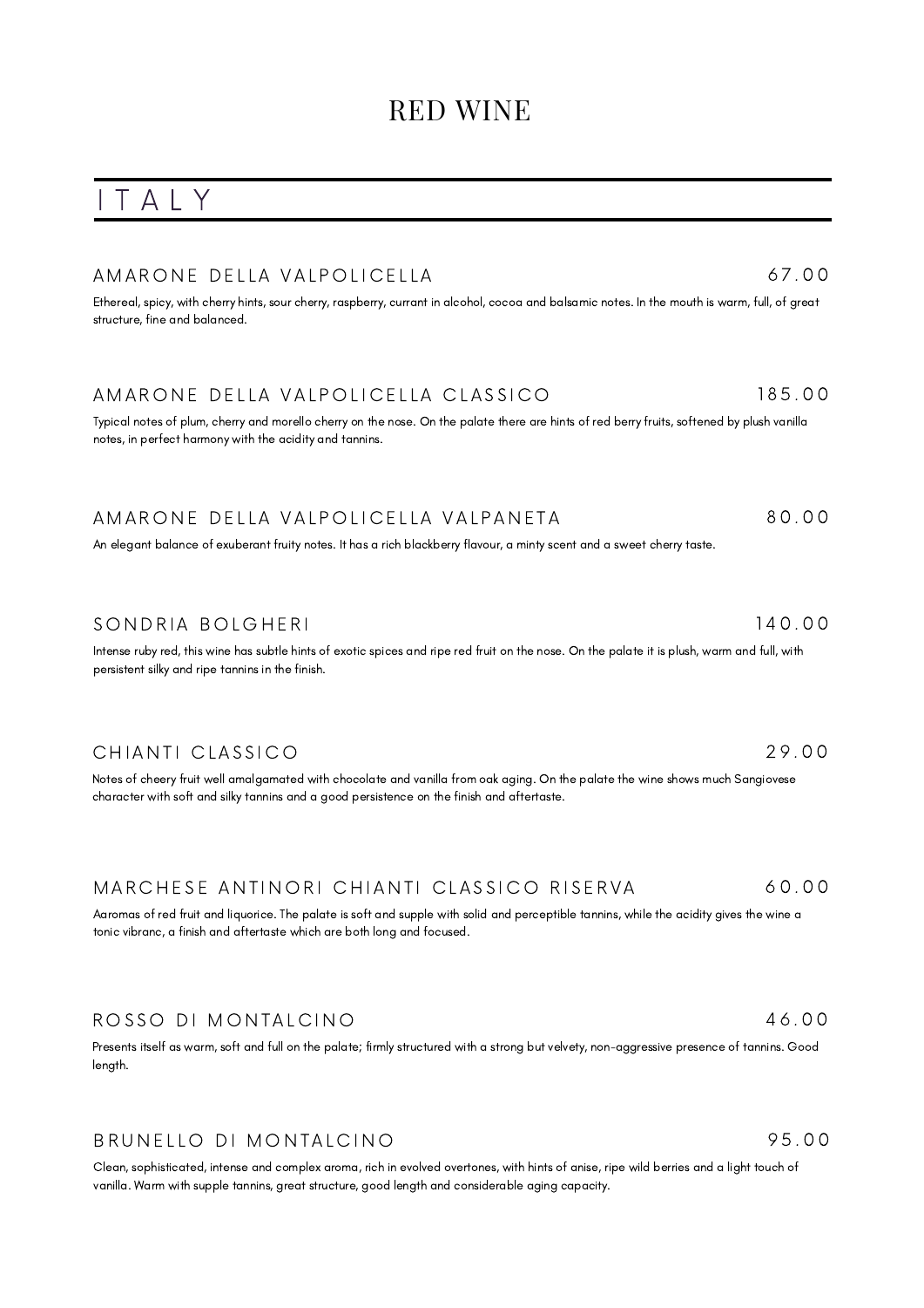# RED WINE

## ITALY

### AMARONE DELLA VALPOLICELLA 67.00

Ethereal, spicy, with cherry hints, sour cherry, raspberry, currant in alcohol, cocoa and balsamic notes. In the mouth is warm, full, of great structure, fine and balanced.

### AMARONE DELLA VALPOLICELLA CLASSICO 185.00

Typical notes of plum, cherry and morello cherry on the nose. On the palate there are hints of red berry fruits, softened by plush vanilla notes, in perfect harmony with the acidity and tannins.

### AMARONE DELLA VALPOLICELLA VALPANETA 80.00

An elegant balance of exuberant fruity notes. It has a rich blackberry flavour, a minty scent and a sweet cherry taste.

### SONDRIA BOLGHERI 140.00

Intense ruby red, this wine has subtle hints of exotic spices and ripe red fruit on the nose. On the palate it is plush, warm and full, with persistent silky and ripe tannins in the finish.

### CHIANTI CLASSICO 29.00

Notes of cheery fruit well amalgamated with chocolate and vanilla from oak aging. On the palate the wine shows much Sangiovese character with soft and silky tannins and a good persistence on the finish and aftertaste.

### MARCHESE ANTINORI CHIANTI CLASSICO RISERVA 60.00

Aaromas of red fruit and liquorice. The palate is soft and supple with solid and perceptible tannins, while the acidity gives the wine a tonic vibranc, a finish and aftertaste which are both long and focused.

### ROSSO DI MONTALCINO 46.00

Presents itself as warm, soft and full on the palate; firmly structured with a strong but velvety, non-aggressive presence of tannins. Good length.

### BRUNELLO DI MONTALCINO 95.00

Clean, sophisticated, intense and complex aroma, rich in evolved overtones, with hints of anise, ripe wild berries and a light touch of vanilla. Warm with supple tannins, great structure, good length and considerable aging capacity.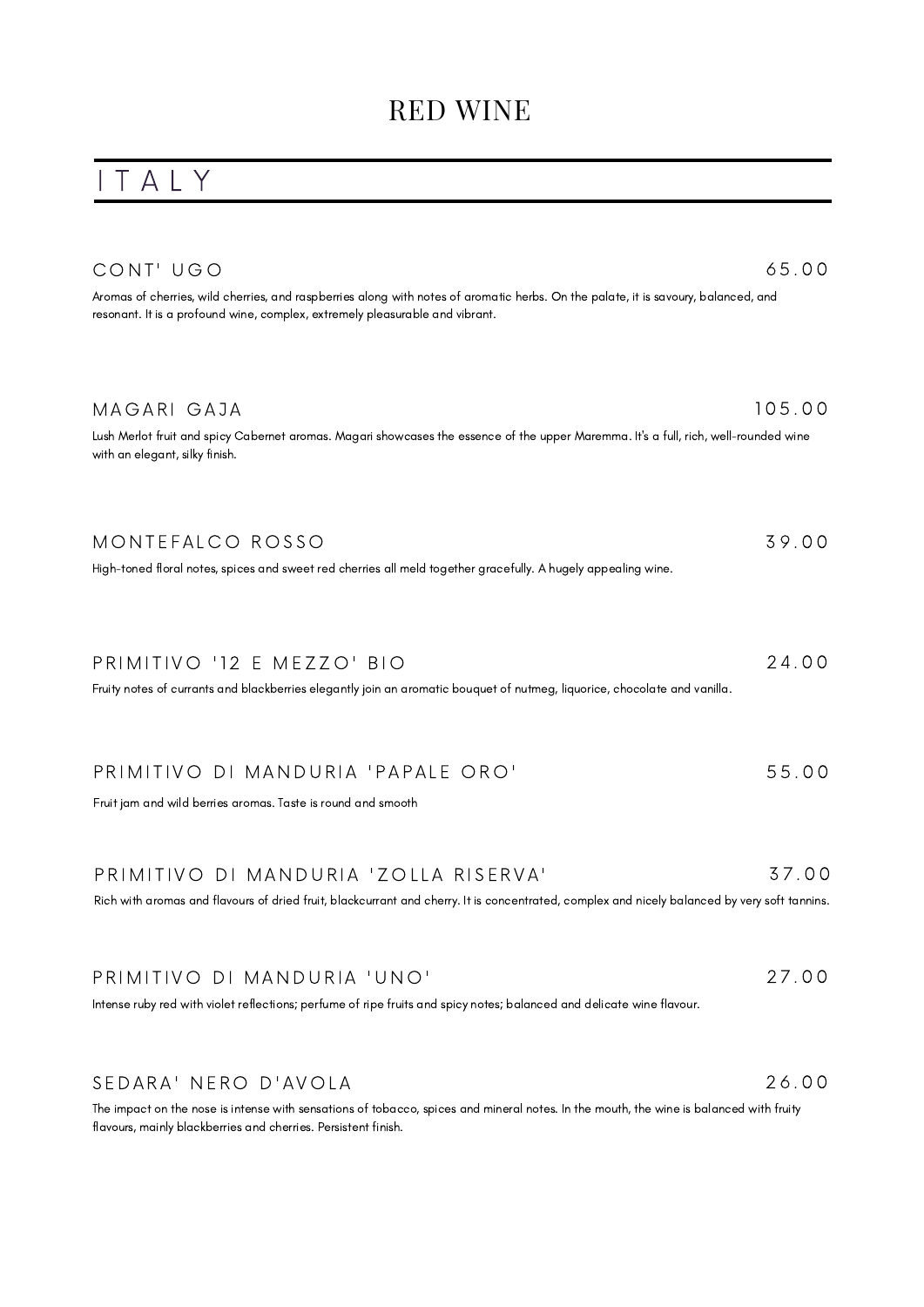# RED WINE

## ITALY

### CONT' UGO — 65.00

Aromas of cherries, wild cherries, and raspberries along with notes of aromatic herbs. On the palate, it is savoury, balanced, and resonant. It is a profound wine, complex, extremely pleasurable and vibrant.

### MAGARI GAJA — 105.00

Lush Merlot fruit and spicy Cabernet aromas. Magari showcases the essence of the upper Maremma. It's a full, rich, well-rounded wine with an elegant, silky finish.

### MONTEFALCO ROSSO — 39.00

High-toned floral notes, spices and sweet red cherries all meld together gracefully. A hugely appealing wine.

### PRIMITIVO '12 E MEZZO' BIO — 24.00

Fruity notes of currants and blackberries elegantly join an aromatic bouquet of nutmeg, liquorice, chocolate and vanilla.

### PRIMITIVO DI MANDURIA 'PAPALE ORO' — 55.00

Fruit jam and wild berries aromas. Taste is round and smooth

### PRIMITIVO DI MANDURIA 'ZOLLA RISERVA' — 37.00

Rich with aromas and flavours of dried fruit, blackcurrant and cherry. It is concentrated, complex and nicely balanced by very soft tannins.

### PRIMITIVO DI MANDURIA 'UNO' — 27.00

Intense ruby red with violet reflections; perfume of ripe fruits and spicy notes; balanced and delicate wine flavour.

### SEDARA' NERO D'AVOLA — 26.00

The impact on the nose is intense with sensations of tobacco, spices and mineral notes. In the mouth, the wine is balanced with fruity flavours, mainly blackberries and cherries. Persistent finish.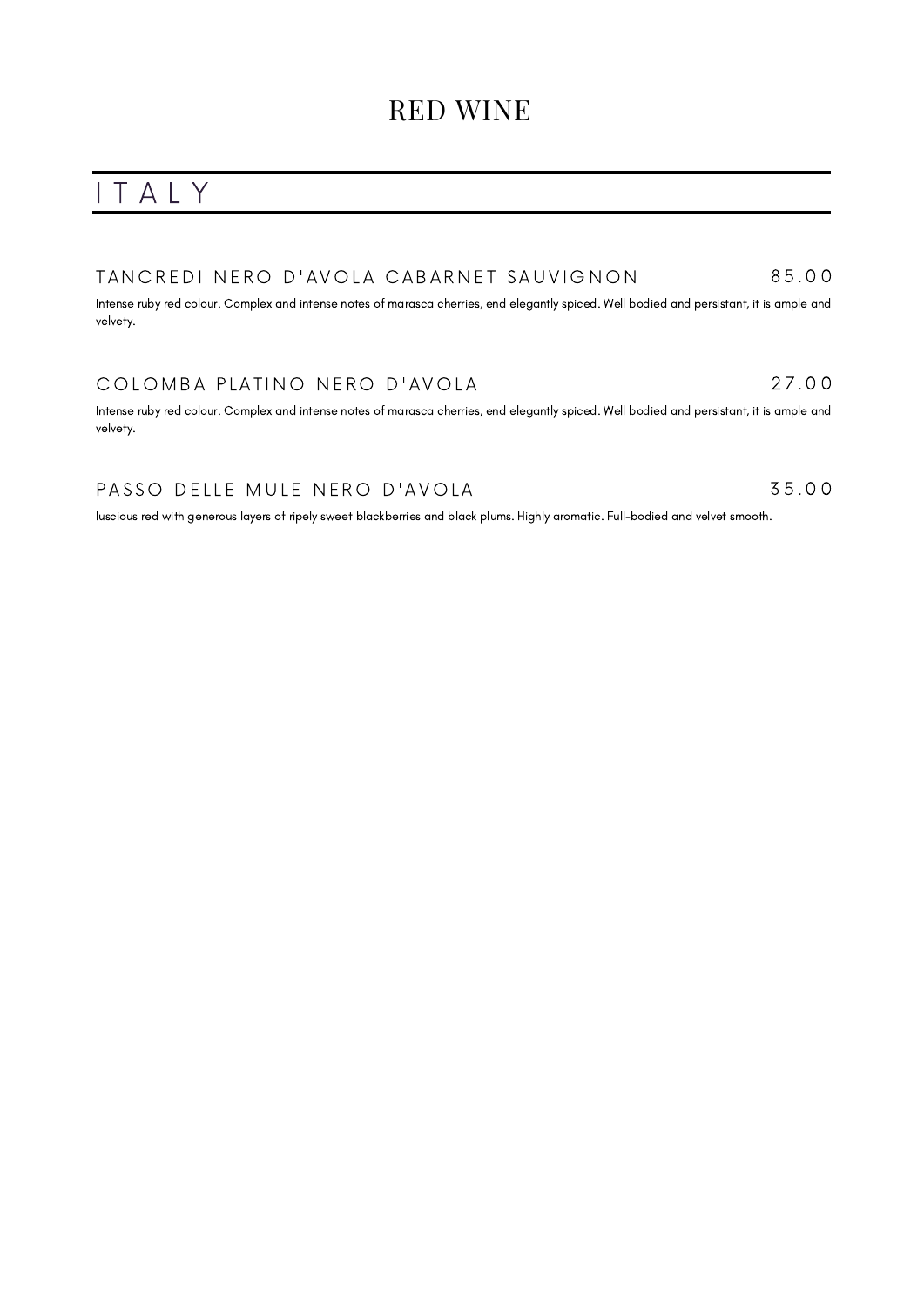# RED WINE

## ITALY

### TANCREDI NERO D'AVOLA CABARNET SAUVIGNON — 85.00

Intense ruby red colour. Complex and intense notes of marasca cherries, end elegantly spiced. Well bodied and persistant, it is ample and velvety.

### COLOMBA PLATINO NERO D'AVOLA — 27.00

Intense ruby red colour. Complex and intense notes of marasca cherries, end elegantly spiced. Well bodied and persistant, it is ample and velvety.

### PASSO DELLE MULE NERO D'AVOLA — 35.00

luscious red with generous layers of ripely sweet blackberries and black plums. Highly aromatic. Full-bodied and velvet smooth.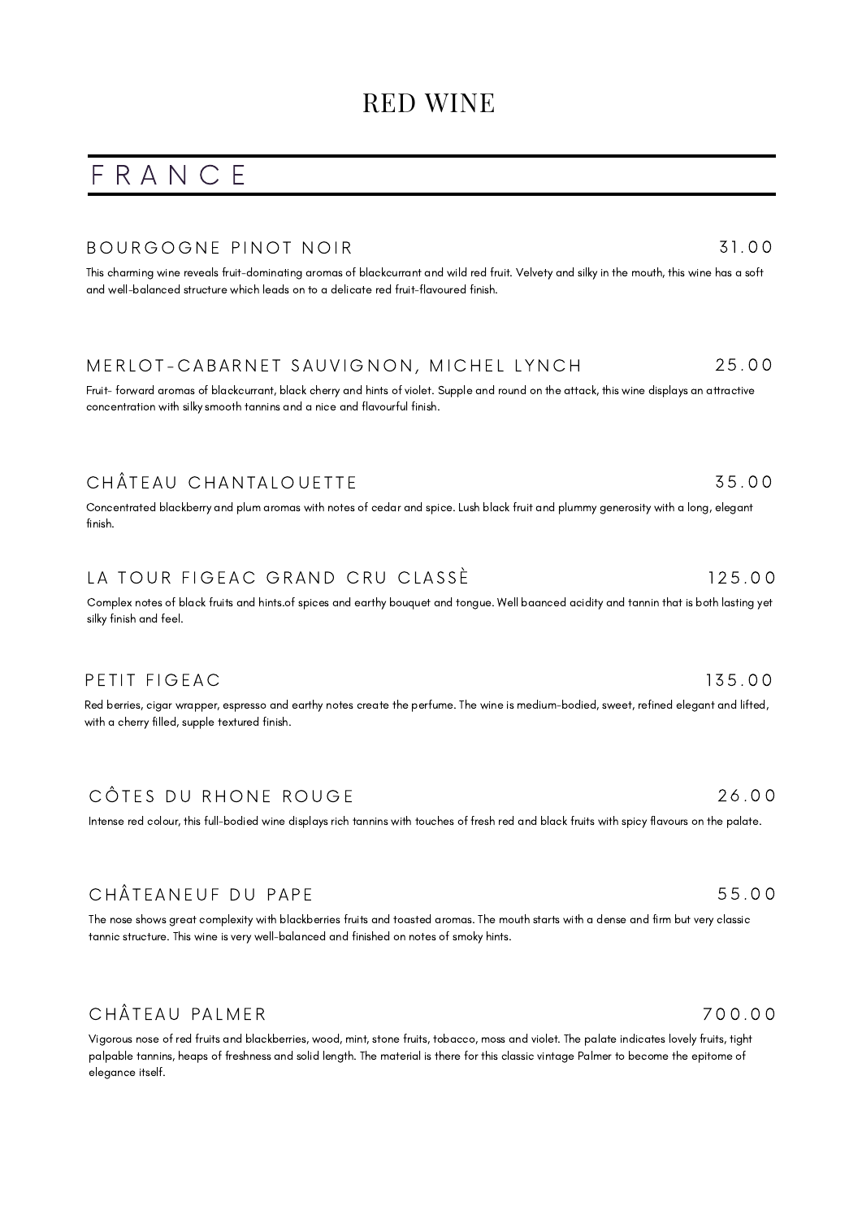# RED WINE

## FRANCE

### BOURGOGNE PINOT NOIR 31.00

This charming wine reveals fruit-dominating aromas of blackcurrant and wild red fruit. Velvety and silky in the mouth, this wine has a soft and well-balanced structure which leads on to a delicate red fruit-flavoured finish.

### MERLOT-CABARNET SAUVIGNON, MICHEL LYNCH 25.00

Fruit- forward aromas of blackcurrant, black cherry and hints of violet. Supple and round on the attack, this wine displays an attractive concentration with silky smooth tannins and a nice and flavourful finish.

### CHÂTEAU CHANTALOUETTE 35.00

Concentrated blackberry and plum aromas with notes of cedar and spice. Lush black fruit and plummy generosity with a long, elegant finish.

### LA TOUR FIGEAC GRAND CRU CLASSÈ 125.00

Complex notes of black fruits and hints.of spices and earthy bouquet and tongue. Well baanced acidity and tannin that is both lasting yet silky finish and feel.

### PETIT FIGEAC 135.00

Red berries, cigar wrapper, espresso and earthy notes create the perfume. The wine is medium-bodied, sweet, refined elegant and lifted, with a cherry filled, supple textured finish.

### CÔTES DU RHONE ROUGE 26.00

Intense red colour, this full-bodied wine displays rich tannins with touches of fresh red and black fruits with spicy flavours on the palate.

### CHÂTEANEUF DU PAPE 55.00

The nose shows great complexity with blackberries fruits and toasted aromas. The mouth starts with a dense and firm but very classic tannic structure. This wine is very well-balanced and finished on notes of smoky hints.

### CHÂTEAU PALMER 700.00

Vigorous nose of red fruits and blackberries, wood, mint, stone fruits, tobacco, moss and violet. The palate indicates lovely fruits, tight palpable tannins, heaps of freshness and solid length. The material is there for this classic vintage Palmer to become the epitome of elegance itself.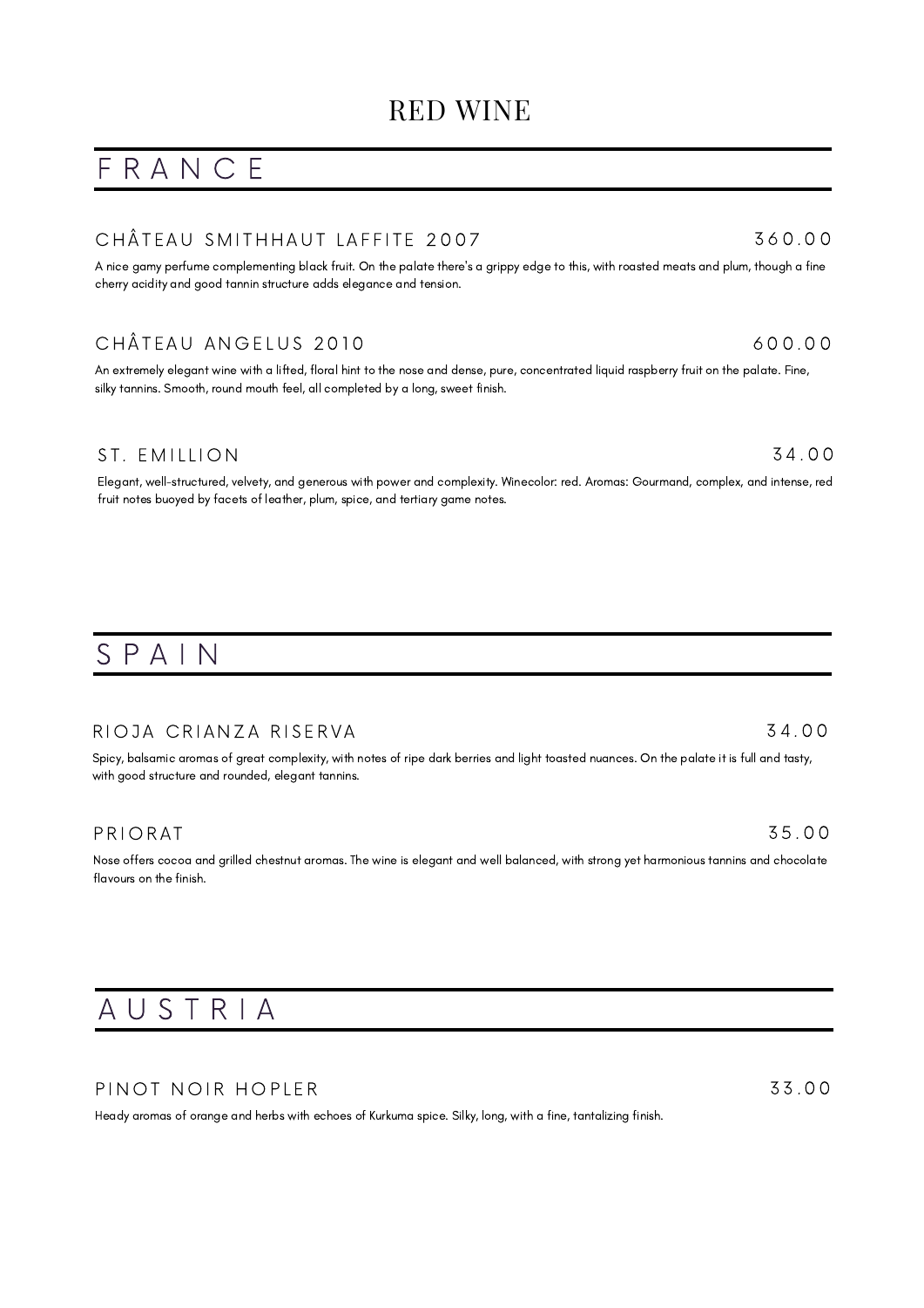# RED WINE

## FRANCE

### CHÂTEAU SMITHHAUT LAFFITE 2007 — 360.00

A nice gamy perfume complementing black fruit. On the palate there's a grippy edge to this, with roasted meats and plum, though a fine cherry acidity and good tannin structure adds elegance and tension.

### CHÂTEAU ANGELUS 2010 — 600.00

An extremely elegant wine with a lifted, floral hint to the nose and dense, pure, concentrated liquid raspberry fruit on the palate. Fine, silky tannins. Smooth, round mouth feel, all completed by a long, sweet finish.

### ST. EMILLION — 34.00

Elegant, well-structured, velvety, and generous with power and complexity. Winecolor: red. Aromas: Gourmand, complex, and intense, red fruit notes buoyed by facets of leather, plum, spice, and tertiary game notes.

## SPAIN

### RIOJA CRIANZA RISERVA — 34.00

Spicy, balsamic aromas of great complexity, with notes of ripe dark berries and light toasted nuances. On the palate it is full and tasty, with good structure and rounded, elegant tannins.

### PRIORAT — 35.00

Nose offers cocoa and grilled chestnut aromas. The wine is elegant and well balanced, with strong yet harmonious tannins and chocolate flavours on the finish.

## AUSTRIA

### PINOT NOIR HOPLER — 33.00

Heady aromas of orange and herbs with echoes of Kurkuma spice. Silky, long, with a fine, tantalizing finish.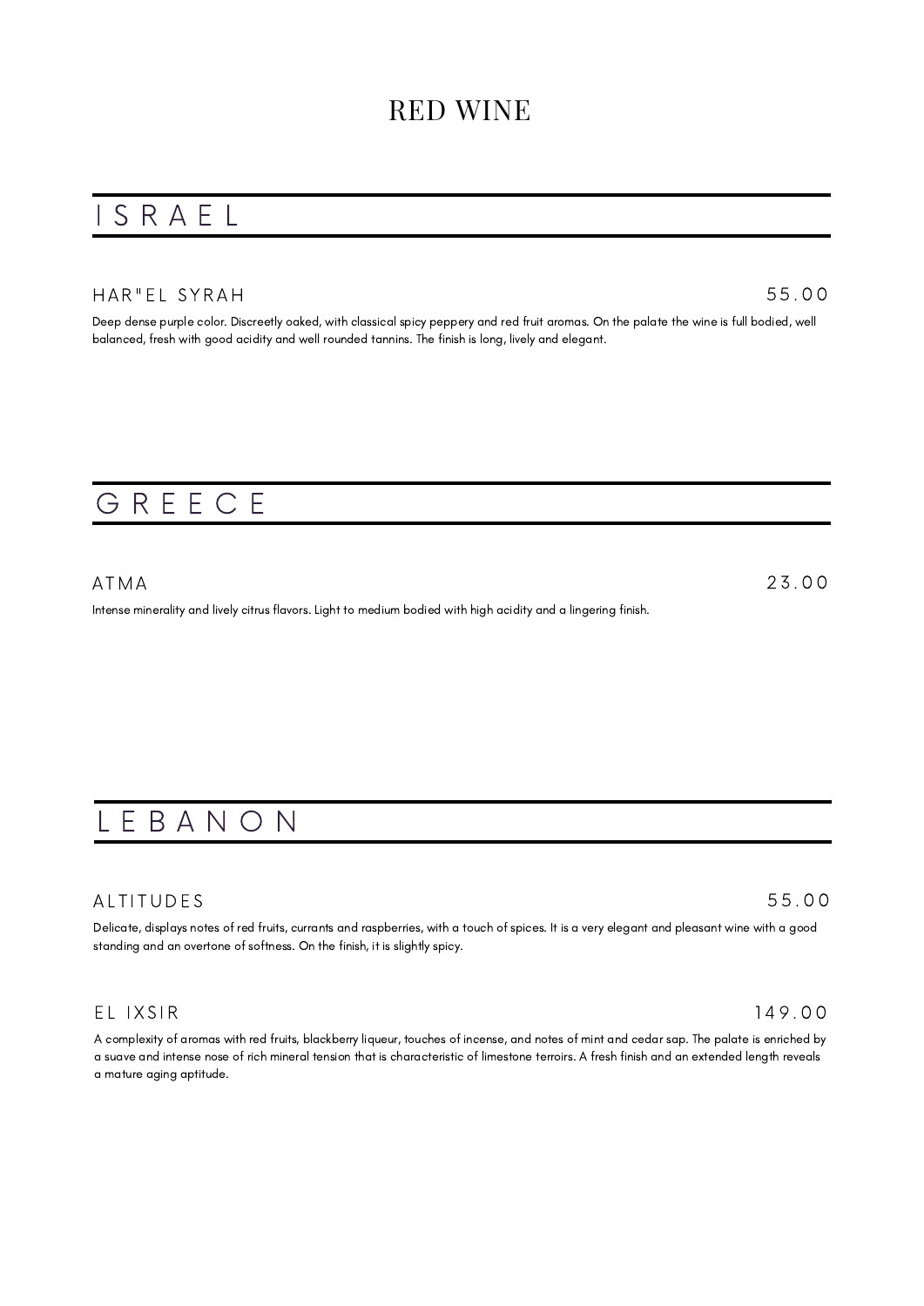# RED WINE

## ISRAEL

### HAR"EL SYRAH

55.00

Deep dense purple color. Discreetly oaked, with classical spicy peppery and red fruit aromas. On the palate the wine is full bodied, well balanced, fresh with good acidity and well rounded tannins. The finish is long, lively and elegant.

## GREECE

### ATMA

23.00

Intense minerality and lively citrus flavors. Light to medium bodied with high acidity and a lingering finish.

## LEBANON

### ALTITUDES

55.00

Delicate, displays notes of red fruits, currants and raspberries, with a touch of spices. It is a very elegant and pleasant wine with a good standing and an overtone of softness. On the finish, it is slightly spicy.

### EL IXSIR

149.00

A complexity of aromas with red fruits, blackberry liqueur, touches of incense, and notes of mint and cedar sap. The palate is enriched by a suave and intense nose of rich mineral tension that is characteristic of limestone terroirs. A fresh finish and an extended length reveals a mature aging aptitude.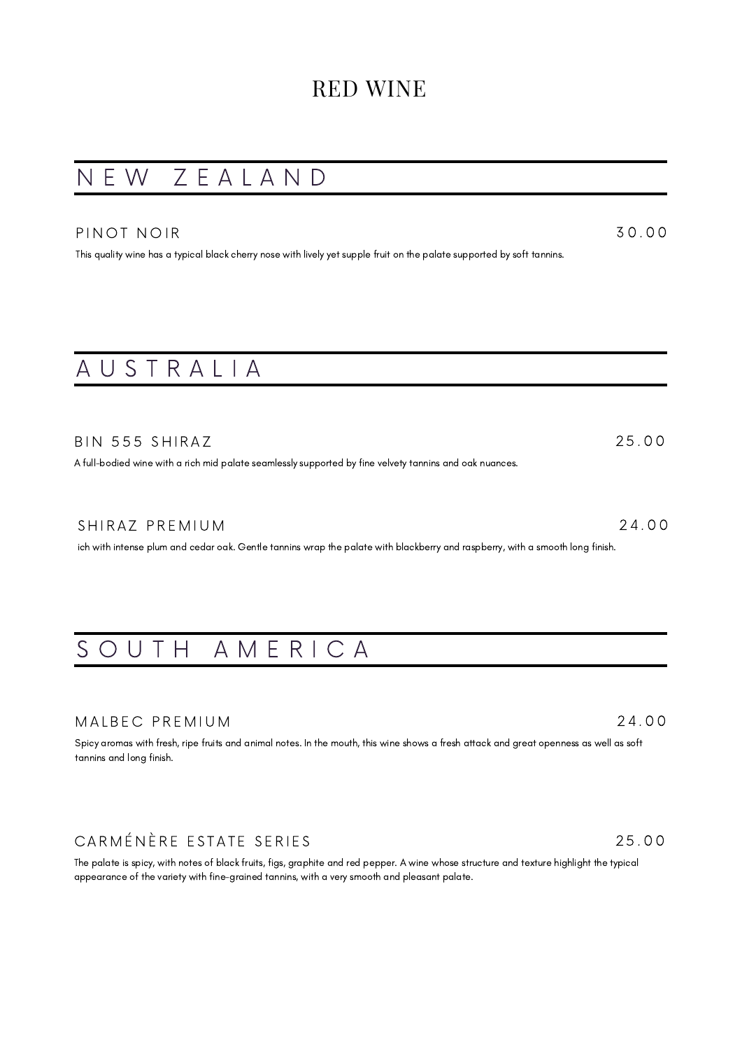# RED WINE

## NEW ZEALAND

### PINOT NOIR — 30.00

This quality wine has a typical black cherry nose with lively yet supple fruit on the palate supported by soft tannins.

## AUSTRALIA

### BIN 555 SHIRAZ — 25.00

A full-bodied wine with a rich mid palate seamlessly supported by fine velvety tannins and oak nuances.

### SHIRAZ PREMIUM — 24.00

ich with intense plum and cedar oak. Gentle tannins wrap the palate with blackberry and raspberry, with a smooth long finish.

## SOUTH AMERICA

### MALBEC PREMIUM — 24.00

Spicy aromas with fresh, ripe fruits and animal notes. In the mouth, this wine shows a fresh attack and great openness as well as soft tannins and long finish.

### CARMÉNÈRE ESTATE SERIES — 25.00

The palate is spicy, with notes of black fruits, figs, graphite and red pepper. A wine whose structure and texture highlight the typical appearance of the variety with fine-grained tannins, with a very smooth and pleasant palate.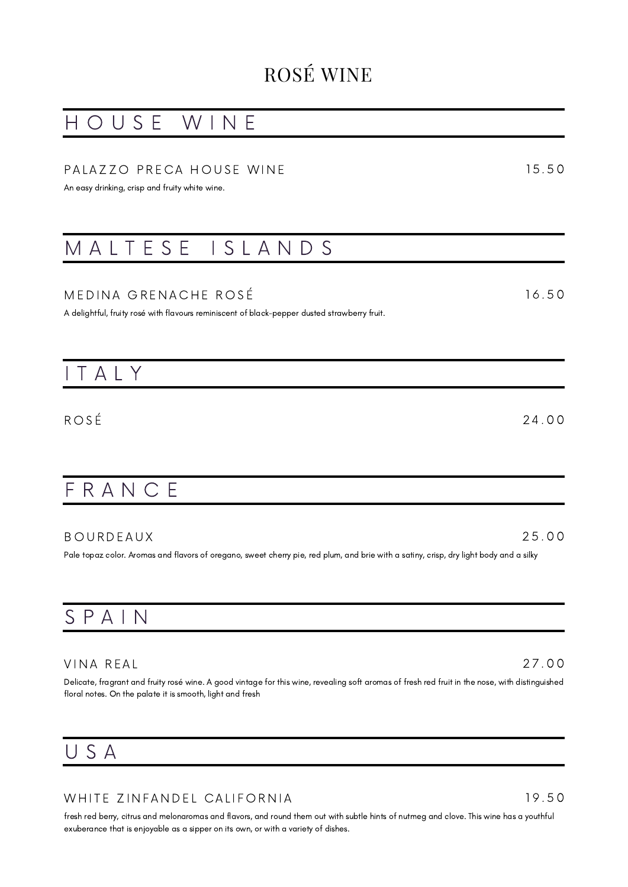# ROSÉ WINE

## HOUSE WINE

### PALAZZO PRECA HOUSE WINE — 15.50

An easy drinking, crisp and fruity white wine.

## MALTESE ISLANDS

### MEDINA GRENACHE ROSÉ — 16.50

A delightful, fruity rosé with flavours reminiscent of black-pepper dusted strawberry fruit.

## ITALY

### ROSÉ — 24.00

## FRANCE

### BOURDEAUX — 25.00

Pale topaz color. Aromas and flavors of oregano, sweet cherry pie, red plum, and brie with a satiny, crisp, dry light body and a silky

## SPAIN

### VINA REAL — 27.00

Delicate, fragrant and fruity rosé wine. A good vintage for this wine, revealing soft aromas of fresh red fruit in the nose, with distinguished floral notes. On the palate it is smooth, light and fresh

## USA

### WHITE ZINFANDEL CALIFORNIA — 19.50

fresh red berry, citrus and melonaromas and flavors, and round them out with subtle hints of nutmeg and clove. This wine has a youthful exuberance that is enjoyable as a sipper on its own, or with a variety of dishes.